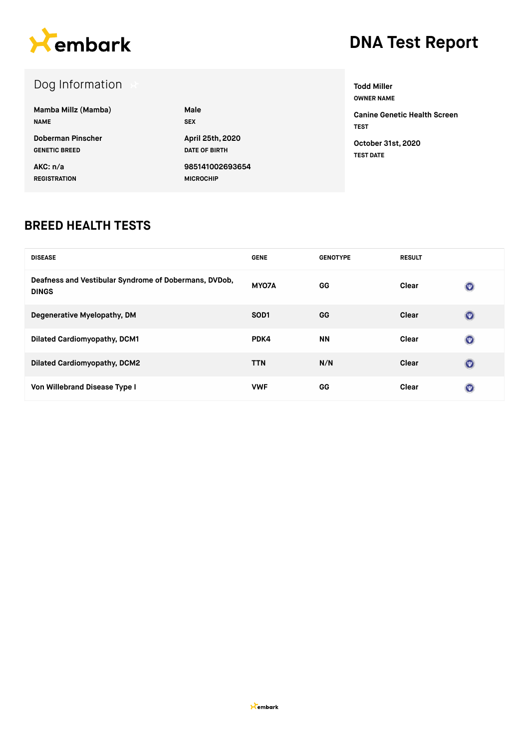embark

# DNA Test Report

## Dog Information

**Mamba Millz (Mamba)**
NAME

**Male**
SEX

**Doberman Pinscher**
GENETIC BREED

**April 25th, 2020**
DATE OF BIRTH

**AKC: n/a**
REGISTRATION

**985141002693654**
MICROCHIP

**Todd Miller**
OWNER NAME

**Canine Genetic Health Screen**
TEST

**October 31st, 2020**
TEST DATE

## BREED HEALTH TESTS

| DISEASE | GENE | GENOTYPE | RESULT |
|---|---|---|---|
| Deafness and Vestibular Syndrome of Dobermans, DVDob, DINGS | MYO7A | GG | Clear |
| Degenerative Myelopathy, DM | SOD1 | GG | Clear |
| Dilated Cardiomyopathy, DCM1 | PDK4 | NN | Clear |
| Dilated Cardiomyopathy, DCM2 | TTN | N/N | Clear |
| Von Willebrand Disease Type I | VWF | GG | Clear |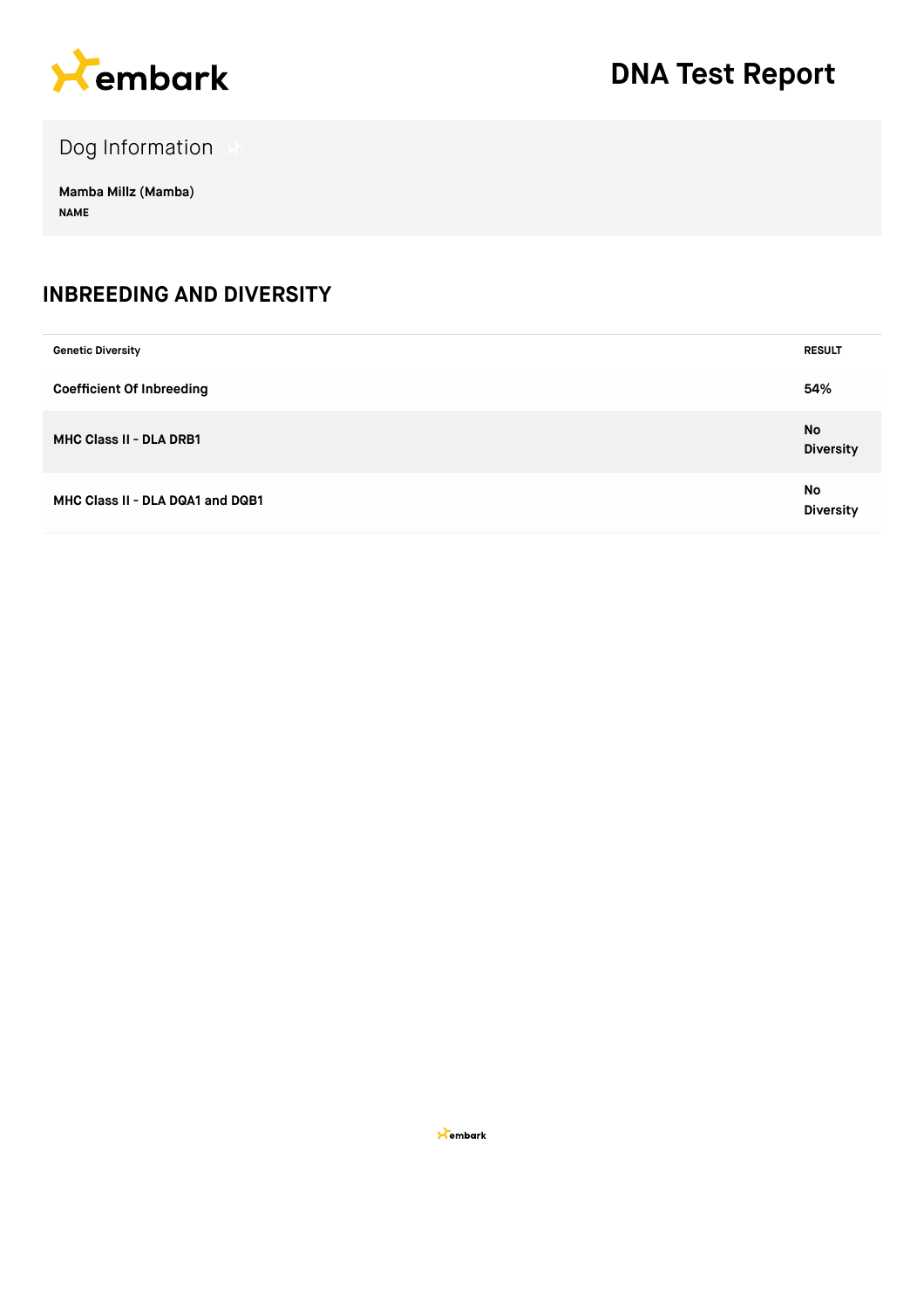# DNA Test Report

## Dog Information

**Mamba Millz (Mamba)**
NAME

## INBREEDING AND DIVERSITY

| Genetic Diversity | RESULT |
|---|---|
| **Coefficient Of Inbreeding** | **54%** |
| **MHC Class II - DLA DRB1** | **No Diversity** |
| **MHC Class II - DLA DQA1 and DQB1** | **No Diversity** |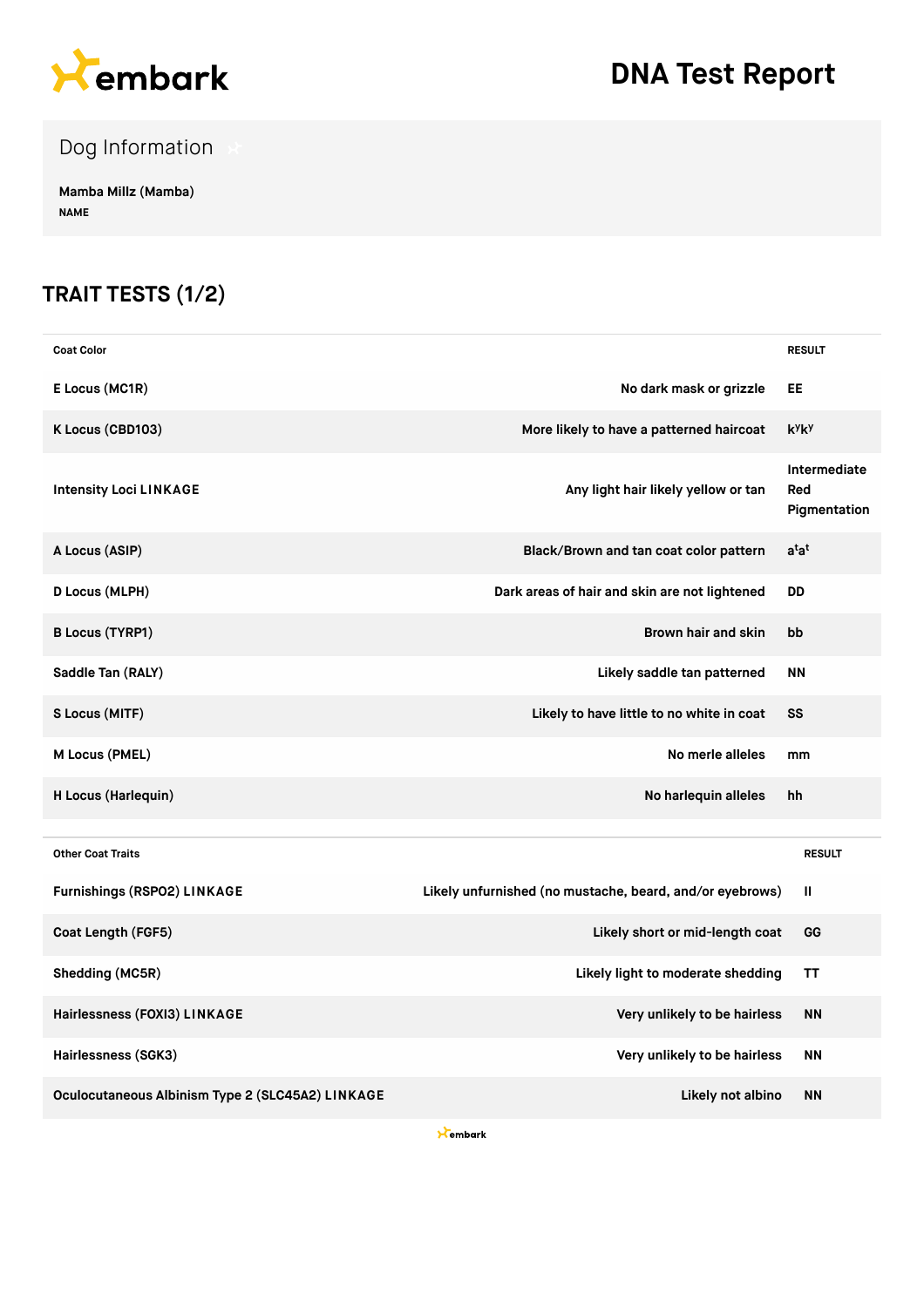# DNA Test Report

## Dog Information

**Mamba Millz (Mamba)**
NAME

## TRAIT TESTS (1/2)

| Coat Color | | RESULT |
|---|---|---|
| E Locus (MC1R) | No dark mask or grizzle | EE |
| K Locus (CBD103) | More likely to have a patterned haircoat | $k^yk^y$ |
| Intensity Loci LINKAGE | Any light hair likely yellow or tan | Intermediate Red Pigmentation |
| A Locus (ASIP) | Black/Brown and tan coat color pattern | $a^ta^t$ |
| D Locus (MLPH) | Dark areas of hair and skin are not lightened | DD |
| B Locus (TYRP1) | Brown hair and skin | bb |
| Saddle Tan (RALY) | Likely saddle tan patterned | NN |
| S Locus (MITF) | Likely to have little to no white in coat | SS |
| M Locus (PMEL) | No merle alleles | mm |
| H Locus (Harlequin) | No harlequin alleles | hh |

| Other Coat Traits | | RESULT |
|---|---|---|
| Furnishings (RSPO2) LINKAGE | Likely unfurnished (no mustache, beard, and/or eyebrows) | II |
| Coat Length (FGF5) | Likely short or mid-length coat | GG |
| Shedding (MC5R) | Likely light to moderate shedding | TT |
| Hairlessness (FOXI3) LINKAGE | Very unlikely to be hairless | NN |
| Hairlessness (SGK3) | Very unlikely to be hairless | NN |
| Oculocutaneous Albinism Type 2 (SLC45A2) LINKAGE | Likely not albino | NN |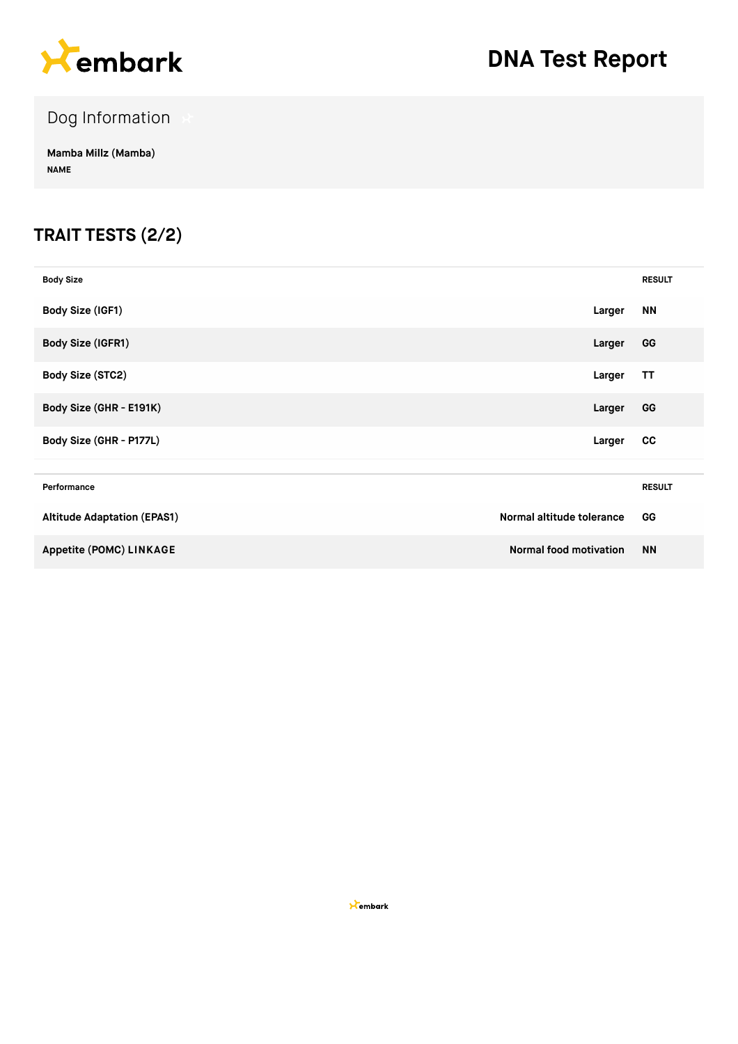# DNA Test Report

## Dog Information

**Mamba Millz (Mamba)**
NAME

## TRAIT TESTS (2/2)

| Body Size | | RESULT |
|---|---|---|
| Body Size (IGF1) | Larger | NN |
| Body Size (IGFR1) | Larger | GG |
| Body Size (STC2) | Larger | TT |
| Body Size (GHR - E191K) | Larger | GG |
| Body Size (GHR - P177L) | Larger | CC |

| Performance | | RESULT |
|---|---|---|
| Altitude Adaptation (EPAS1) | Normal altitude tolerance | GG |
| Appetite (POMC) LINKAGE | Normal food motivation | NN |